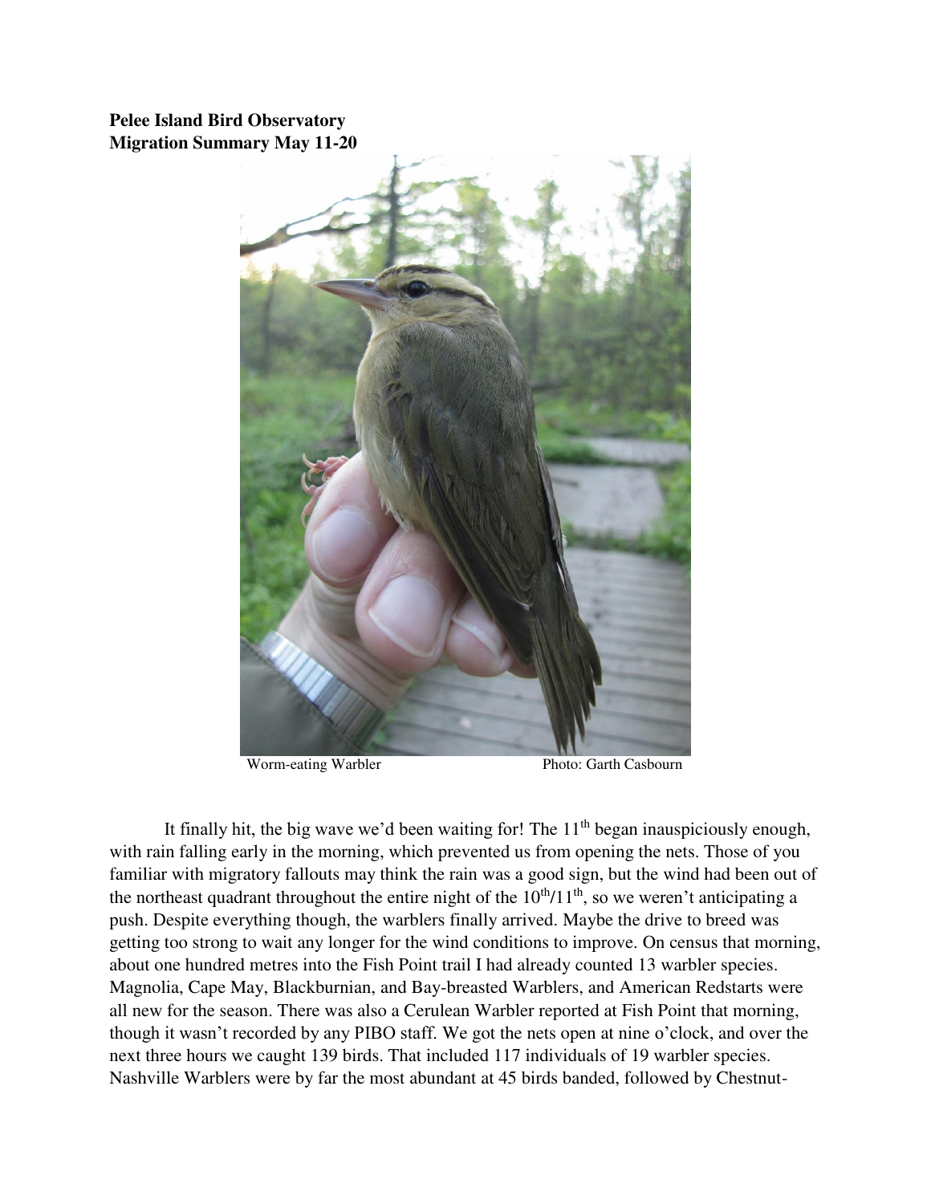**Pelee Island Bird Observatory**
**Migration Summary May 11-20**

Worm-eating Warbler Photo: Garth Casbourn

It finally hit, the big wave we'd been waiting for! The 11th began inauspiciously enough, with rain falling early in the morning, which prevented us from opening the nets. Those of you familiar with migratory fallouts may think the rain was a good sign, but the wind had been out of the northeast quadrant throughout the entire night of the 10th/11th, so we weren't anticipating a push. Despite everything though, the warblers finally arrived. Maybe the drive to breed was getting too strong to wait any longer for the wind conditions to improve. On census that morning, about one hundred metres into the Fish Point trail I had already counted 13 warbler species. Magnolia, Cape May, Blackburnian, and Bay-breasted Warblers, and American Redstarts were all new for the season. There was also a Cerulean Warbler reported at Fish Point that morning, though it wasn't recorded by any PIBO staff. We got the nets open at nine o'clock, and over the next three hours we caught 139 birds. That included 117 individuals of 19 warbler species. Nashville Warblers were by far the most abundant at 45 birds banded, followed by Chestnut-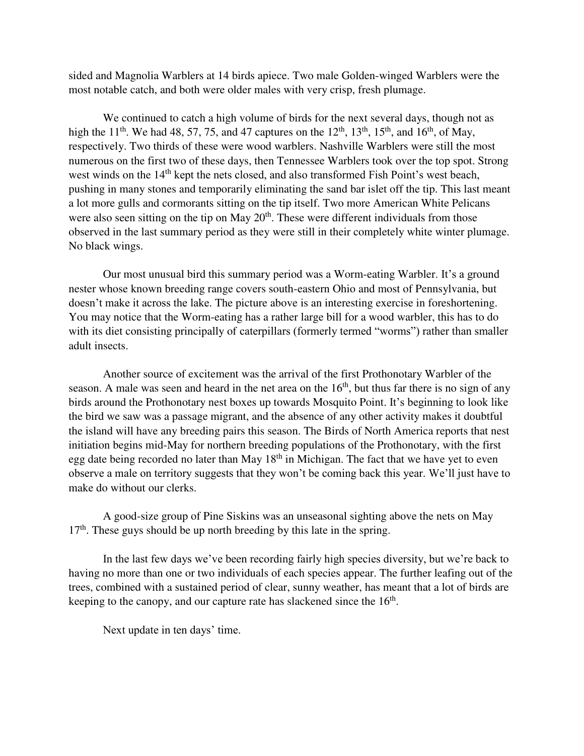sided and Magnolia Warblers at 14 birds apiece. Two male Golden-winged Warblers were the most notable catch, and both were older males with very crisp, fresh plumage.

We continued to catch a high volume of birds for the next several days, though not as high the 11th. We had 48, 57, 75, and 47 captures on the 12th, 13th, 15th, and 16th, of May, respectively. Two thirds of these were wood warblers. Nashville Warblers were still the most numerous on the first two of these days, then Tennessee Warblers took over the top spot. Strong west winds on the 14th kept the nets closed, and also transformed Fish Point's west beach, pushing in many stones and temporarily eliminating the sand bar islet off the tip. This last meant a lot more gulls and cormorants sitting on the tip itself. Two more American White Pelicans were also seen sitting on the tip on May 20th. These were different individuals from those observed in the last summary period as they were still in their completely white winter plumage. No black wings.

Our most unusual bird this summary period was a Worm-eating Warbler. It's a ground nester whose known breeding range covers south-eastern Ohio and most of Pennsylvania, but doesn't make it across the lake. The picture above is an interesting exercise in foreshortening. You may notice that the Worm-eating has a rather large bill for a wood warbler, this has to do with its diet consisting principally of caterpillars (formerly termed "worms") rather than smaller adult insects.

Another source of excitement was the arrival of the first Prothonotary Warbler of the season. A male was seen and heard in the net area on the 16th, but thus far there is no sign of any birds around the Prothonotary nest boxes up towards Mosquito Point. It's beginning to look like the bird we saw was a passage migrant, and the absence of any other activity makes it doubtful the island will have any breeding pairs this season. The Birds of North America reports that nest initiation begins mid-May for northern breeding populations of the Prothonotary, with the first egg date being recorded no later than May 18th in Michigan. The fact that we have yet to even observe a male on territory suggests that they won't be coming back this year. We'll just have to make do without our clerks.

A good-size group of Pine Siskins was an unseasonal sighting above the nets on May 17th. These guys should be up north breeding by this late in the spring.

In the last few days we've been recording fairly high species diversity, but we're back to having no more than one or two individuals of each species appear. The further leafing out of the trees, combined with a sustained period of clear, sunny weather, has meant that a lot of birds are keeping to the canopy, and our capture rate has slackened since the 16th.

Next update in ten days' time.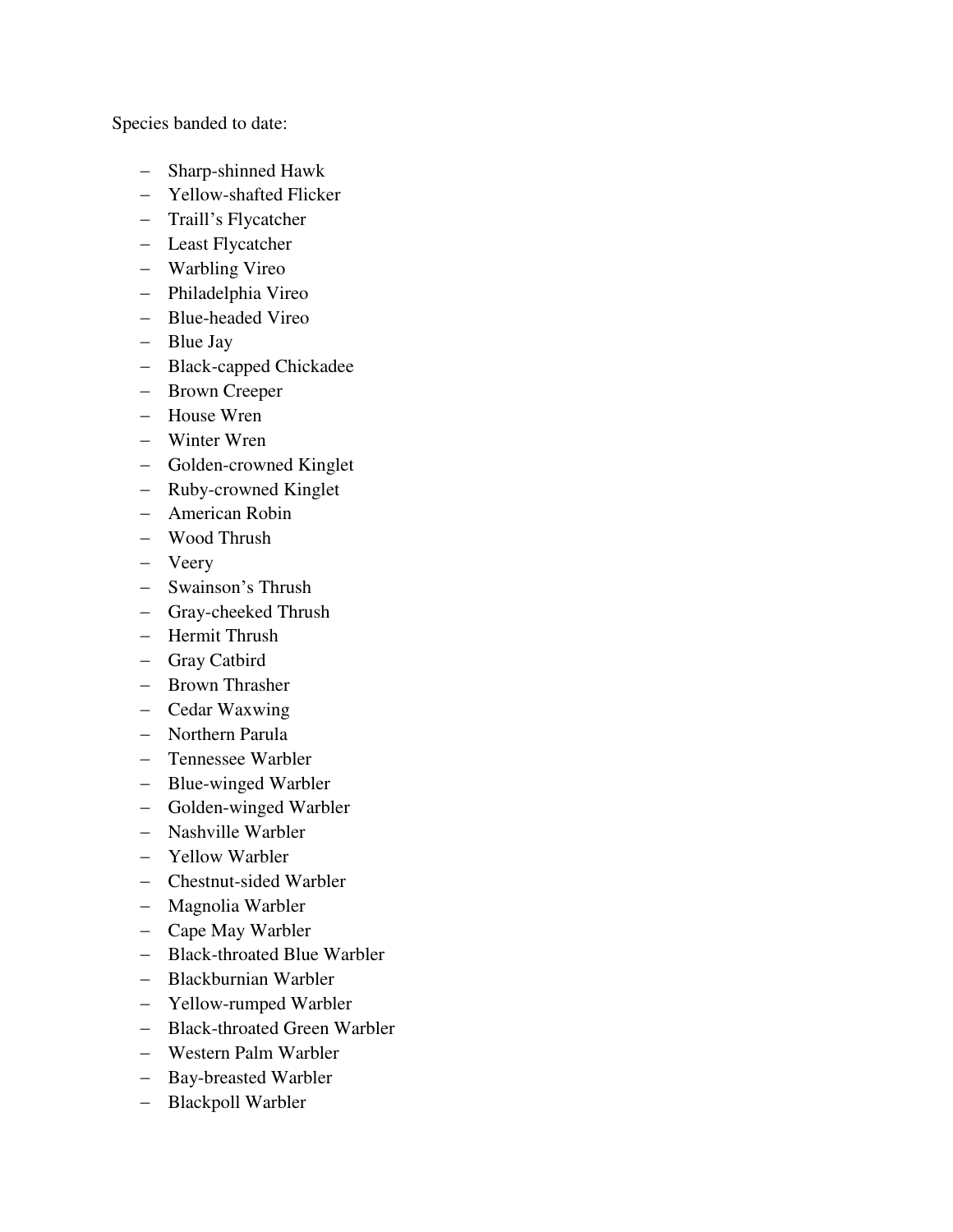Species banded to date:

- Sharp-shinned Hawk
- Yellow-shafted Flicker
- Traill's Flycatcher
- Least Flycatcher
- Warbling Vireo
- Philadelphia Vireo
- Blue-headed Vireo
- Blue Jay
- Black-capped Chickadee
- Brown Creeper
- House Wren
- Winter Wren
- Golden-crowned Kinglet
- Ruby-crowned Kinglet
- American Robin
- Wood Thrush
- Veery
- Swainson's Thrush
- Gray-cheeked Thrush
- Hermit Thrush
- Gray Catbird
- Brown Thrasher
- Cedar Waxwing
- Northern Parula
- Tennessee Warbler
- Blue-winged Warbler
- Golden-winged Warbler
- Nashville Warbler
- Yellow Warbler
- Chestnut-sided Warbler
- Magnolia Warbler
- Cape May Warbler
- Black-throated Blue Warbler
- Blackburnian Warbler
- Yellow-rumped Warbler
- Black-throated Green Warbler
- Western Palm Warbler
- Bay-breasted Warbler
- Blackpoll Warbler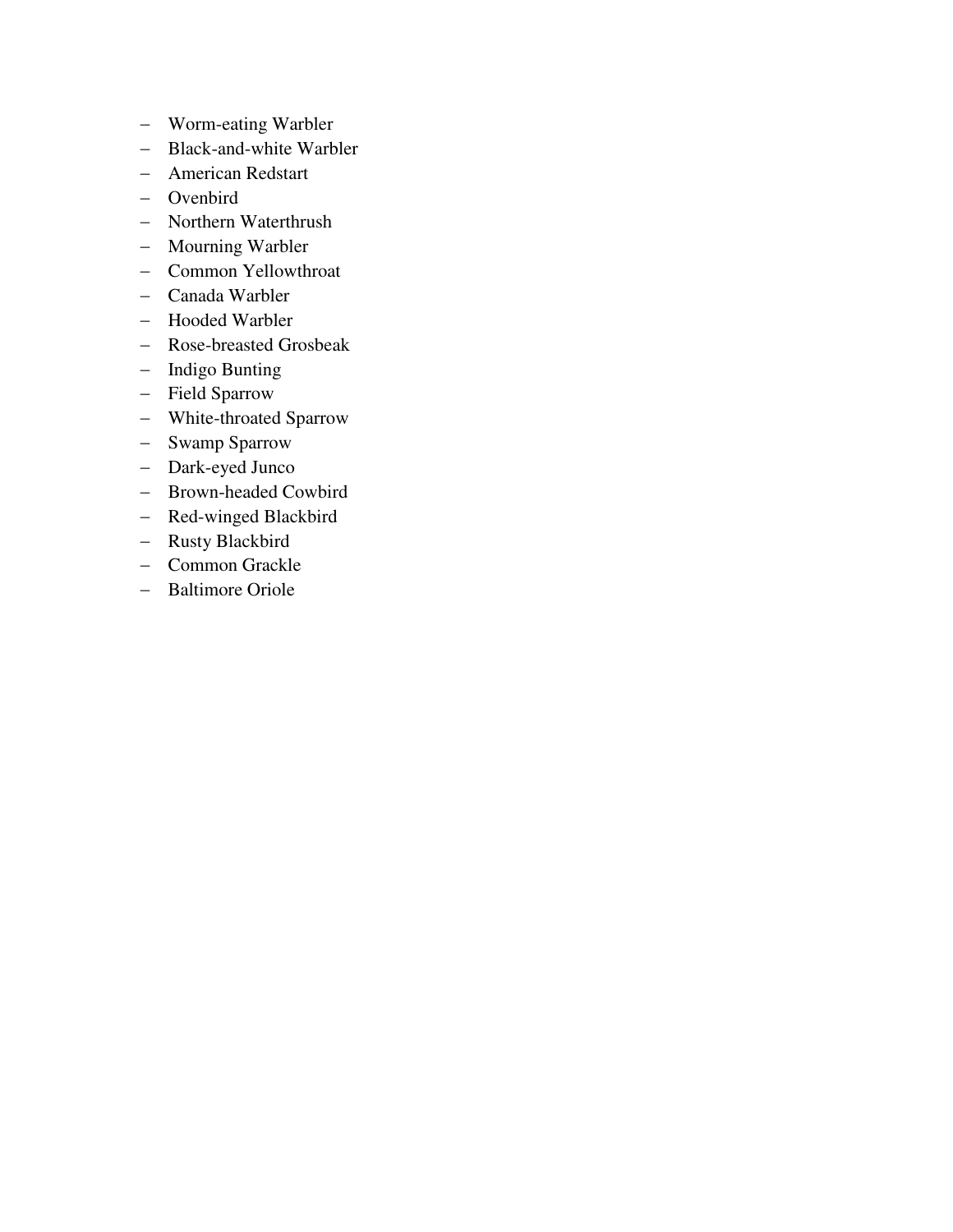- Worm-eating Warbler
- Black-and-white Warbler
- American Redstart
- Ovenbird
- Northern Waterthrush
- Mourning Warbler
- Common Yellowthroat
- Canada Warbler
- Hooded Warbler
- Rose-breasted Grosbeak
- Indigo Bunting
- Field Sparrow
- White-throated Sparrow
- Swamp Sparrow
- Dark-eyed Junco
- Brown-headed Cowbird
- Red-winged Blackbird
- Rusty Blackbird
- Common Grackle
- Baltimore Oriole